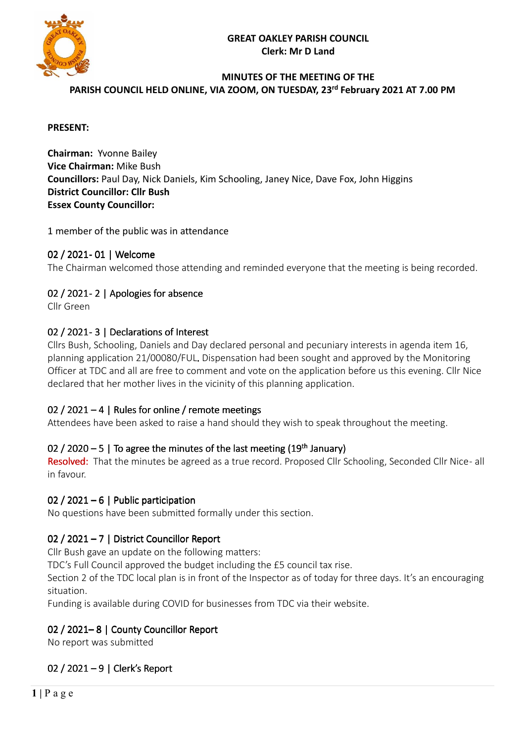**GREAT OAKLEY PARISH COUNCIL**
**Clerk: Mr D Land**

**MINUTES OF THE MEETING OF THE PARISH COUNCIL HELD ONLINE, VIA ZOOM, ON TUESDAY, 23rd February 2021 AT 7.00 PM**

**PRESENT:**

**Chairman:** Yvonne Bailey
**Vice Chairman:** Mike Bush
**Councillors:** Paul Day, Nick Daniels, Kim Schooling, Janey Nice, Dave Fox, John Higgins
**District Councillor: Cllr Bush**
**Essex County Councillor:**

1 member of the public was in attendance

## 02 / 2021- 01 | Welcome

The Chairman welcomed those attending and reminded everyone that the meeting is being recorded.

## 02 / 2021- 2 | Apologies for absence

Cllr Green

## 02 / 2021- 3 | Declarations of Interest

Cllrs Bush, Schooling, Daniels and Day declared personal and pecuniary interests in agenda item 16, planning application 21/00080/FUL. Dispensation had been sought and approved by the Monitoring Officer at TDC and all are free to comment and vote on the application before us this evening. Cllr Nice declared that her mother lives in the vicinity of this planning application.

## 02 / 2021 – 4 | Rules for online / remote meetings

Attendees have been asked to raise a hand should they wish to speak throughout the meeting.

## 02 / 2020 – 5 | To agree the minutes of the last meeting (19th January)

Resolved: That the minutes be agreed as a true record. Proposed Cllr Schooling, Seconded Cllr Nice- all in favour.

## 02 / 2021 – 6 | Public participation

No questions have been submitted formally under this section.

## 02 / 2021 – 7 | District Councillor Report

Cllr Bush gave an update on the following matters:
TDC's Full Council approved the budget including the £5 council tax rise.
Section 2 of the TDC local plan is in front of the Inspector as of today for three days. It's an encouraging situation.
Funding is available during COVID for businesses from TDC via their website.

## 02 / 2021– 8 | County Councillor Report

No report was submitted

## 02 / 2021 – 9 | Clerk's Report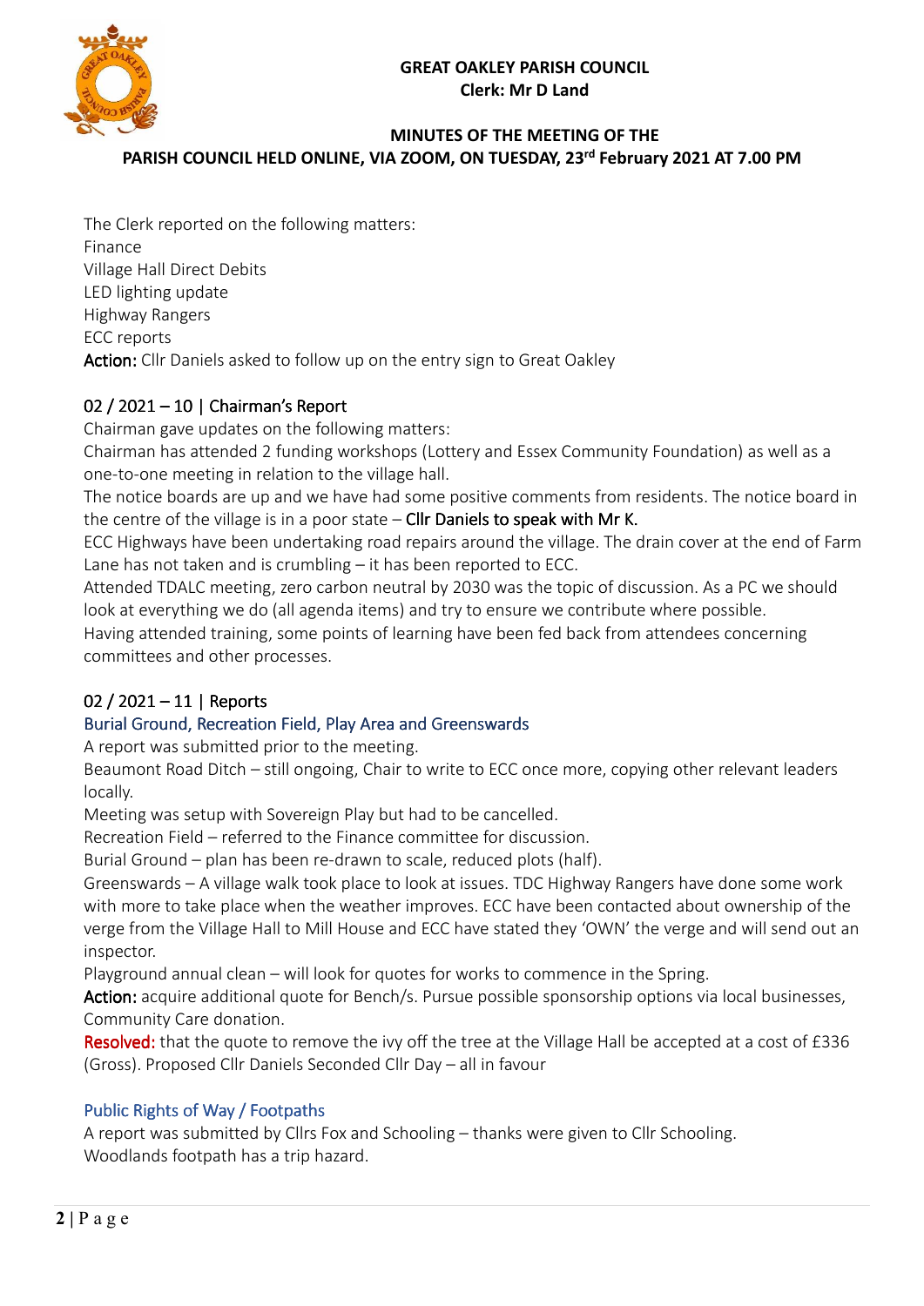**GREAT OAKLEY PARISH COUNCIL**
**Clerk: Mr D Land**

**MINUTES OF THE MEETING OF THE PARISH COUNCIL HELD ONLINE, VIA ZOOM, ON TUESDAY, 23rd February 2021 AT 7.00 PM**

The Clerk reported on the following matters:
Finance
Village Hall Direct Debits
LED lighting update
Highway Rangers
ECC reports
**Action:** Cllr Daniels asked to follow up on the entry sign to Great Oakley

## 02 / 2021 – 10 | Chairman's Report

Chairman gave updates on the following matters:
Chairman has attended 2 funding workshops (Lottery and Essex Community Foundation) as well as a one-to-one meeting in relation to the village hall.
The notice boards are up and we have had some positive comments from residents. The notice board in the centre of the village is in a poor state – Cllr Daniels to speak with Mr K.
ECC Highways have been undertaking road repairs around the village. The drain cover at the end of Farm Lane has not taken and is crumbling – it has been reported to ECC.
Attended TDALC meeting, zero carbon neutral by 2030 was the topic of discussion. As a PC we should look at everything we do (all agenda items) and try to ensure we contribute where possible.
Having attended training, some points of learning have been fed back from attendees concerning committees and other processes.

## 02 / 2021 – 11 | Reports

### Burial Ground, Recreation Field, Play Area and Greenswards

A report was submitted prior to the meeting.
Beaumont Road Ditch – still ongoing, Chair to write to ECC once more, copying other relevant leaders locally.
Meeting was setup with Sovereign Play but had to be cancelled.
Recreation Field – referred to the Finance committee for discussion.
Burial Ground – plan has been re-drawn to scale, reduced plots (half).
Greenswards – A village walk took place to look at issues. TDC Highway Rangers have done some work with more to take place when the weather improves. ECC have been contacted about ownership of the verge from the Village Hall to Mill House and ECC have stated they 'OWN' the verge and will send out an inspector.
Playground annual clean – will look for quotes for works to commence in the Spring.
**Action:** acquire additional quote for Bench/s. Pursue possible sponsorship options via local businesses, Community Care donation.
**Resolved:** that the quote to remove the ivy off the tree at the Village Hall be accepted at a cost of £336 (Gross). Proposed Cllr Daniels Seconded Cllr Day – all in favour

### Public Rights of Way / Footpaths

A report was submitted by Cllrs Fox and Schooling – thanks were given to Cllr Schooling.
Woodlands footpath has a trip hazard.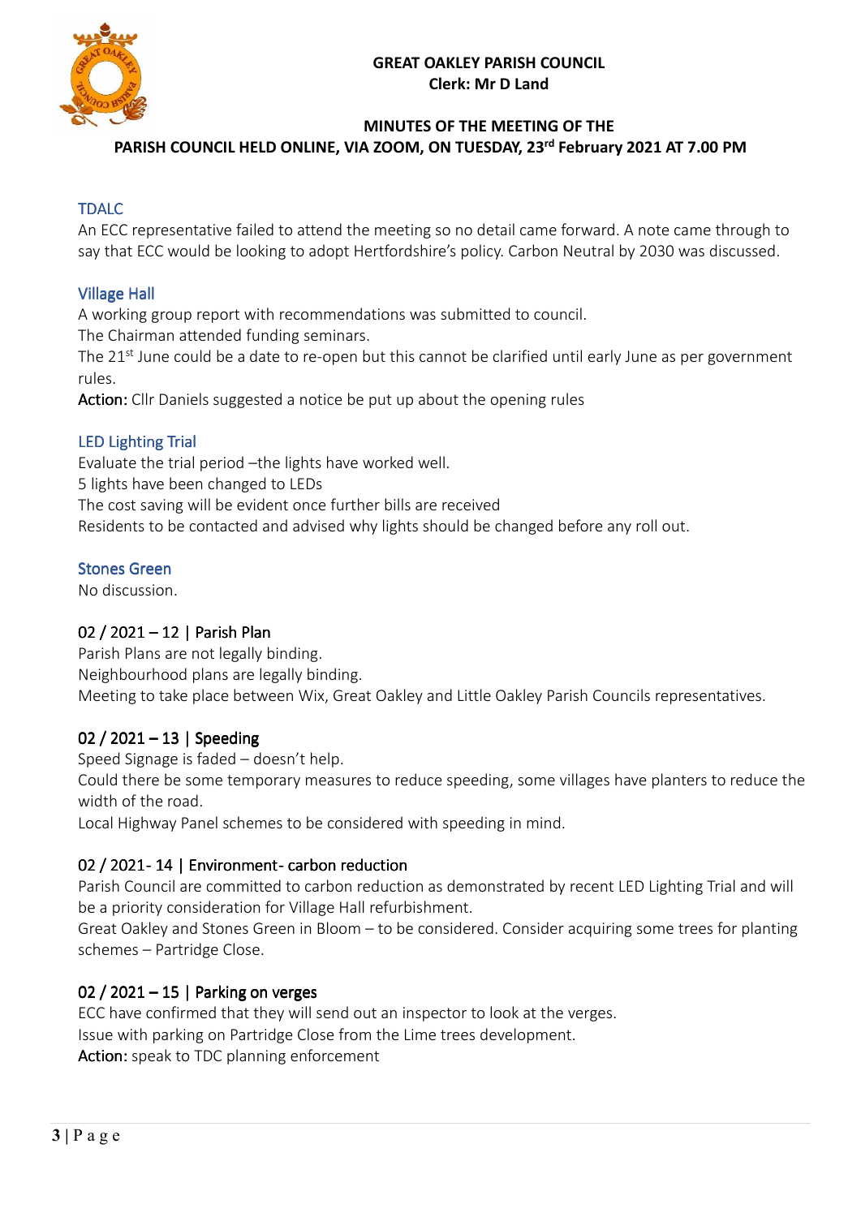**GREAT OAKLEY PARISH COUNCIL**
**Clerk: Mr D Land**

**MINUTES OF THE MEETING OF THE PARISH COUNCIL HELD ONLINE, VIA ZOOM, ON TUESDAY, 23rd February 2021 AT 7.00 PM**

### TDALC

An ECC representative failed to attend the meeting so no detail came forward. A note came through to say that ECC would be looking to adopt Hertfordshire's policy. Carbon Neutral by 2030 was discussed.

### Village Hall

A working group report with recommendations was submitted to council.
The Chairman attended funding seminars.
The 21st June could be a date to re-open but this cannot be clarified until early June as per government rules.
**Action:** Cllr Daniels suggested a notice be put up about the opening rules

### LED Lighting Trial

Evaluate the trial period –the lights have worked well.
5 lights have been changed to LEDs
The cost saving will be evident once further bills are received
Residents to be contacted and advised why lights should be changed before any roll out.

### Stones Green

No discussion.

### 02 / 2021 – 12 | Parish Plan

Parish Plans are not legally binding.
Neighbourhood plans are legally binding.
Meeting to take place between Wix, Great Oakley and Little Oakley Parish Councils representatives.

### 02 / 2021 – 13 | Speeding

Speed Signage is faded – doesn't help.
Could there be some temporary measures to reduce speeding, some villages have planters to reduce the width of the road.
Local Highway Panel schemes to be considered with speeding in mind.

### 02 / 2021- 14 | Environment- carbon reduction

Parish Council are committed to carbon reduction as demonstrated by recent LED Lighting Trial and will be a priority consideration for Village Hall refurbishment.
Great Oakley and Stones Green in Bloom – to be considered. Consider acquiring some trees for planting schemes – Partridge Close.

### 02 / 2021 – 15 | Parking on verges

ECC have confirmed that they will send out an inspector to look at the verges.
Issue with parking on Partridge Close from the Lime trees development.
**Action:** speak to TDC planning enforcement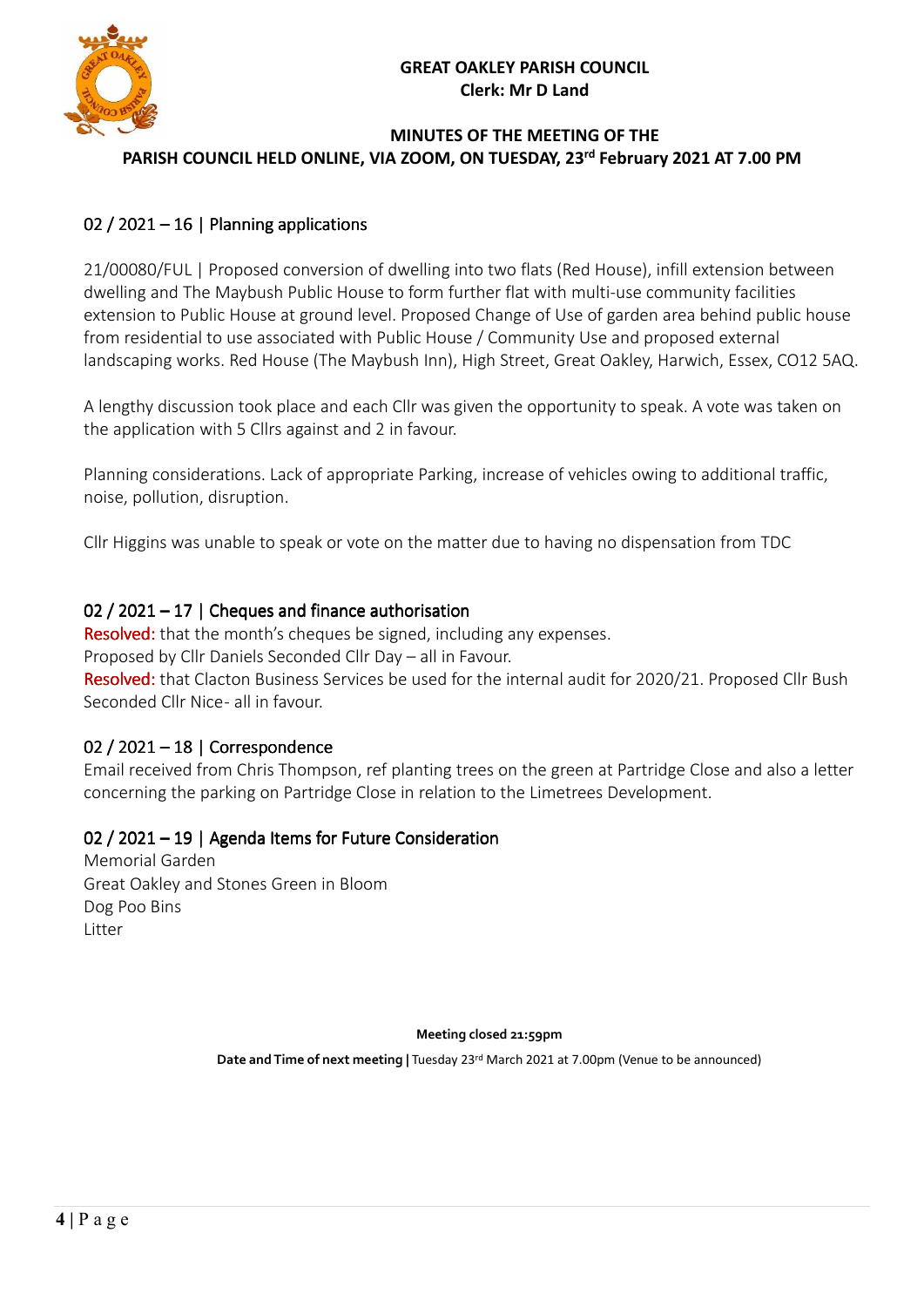**GREAT OAKLEY PARISH COUNCIL**
**Clerk: Mr D Land**

**MINUTES OF THE MEETING OF THE PARISH COUNCIL HELD ONLINE, VIA ZOOM, ON TUESDAY, 23rd February 2021 AT 7.00 PM**

## 02 / 2021 – 16 | Planning applications

21/00080/FUL | Proposed conversion of dwelling into two flats (Red House), infill extension between dwelling and The Maybush Public House to form further flat with multi-use community facilities extension to Public House at ground level. Proposed Change of Use of garden area behind public house from residential to use associated with Public House / Community Use and proposed external landscaping works. Red House (The Maybush Inn), High Street, Great Oakley, Harwich, Essex, CO12 5AQ.

A lengthy discussion took place and each Cllr was given the opportunity to speak. A vote was taken on the application with 5 Cllrs against and 2 in favour.

Planning considerations. Lack of appropriate Parking, increase of vehicles owing to additional traffic, noise, pollution, disruption.

Cllr Higgins was unable to speak or vote on the matter due to having no dispensation from TDC

## 02 / 2021 – 17 | Cheques and finance authorisation

Resolved: that the month's cheques be signed, including any expenses.
Proposed by Cllr Daniels Seconded Cllr Day – all in Favour.
Resolved: that Clacton Business Services be used for the internal audit for 2020/21. Proposed Cllr Bush Seconded Cllr Nice- all in favour.

## 02 / 2021 – 18 | Correspondence

Email received from Chris Thompson, ref planting trees on the green at Partridge Close and also a letter concerning the parking on Partridge Close in relation to the Limetrees Development.

## 02 / 2021 – 19 | Agenda Items for Future Consideration

Memorial Garden
Great Oakley and Stones Green in Bloom
Dog Poo Bins
Litter

**Meeting closed 21:59pm**

**Date and Time of next meeting |** Tuesday 23rd March 2021 at 7.00pm (Venue to be announced)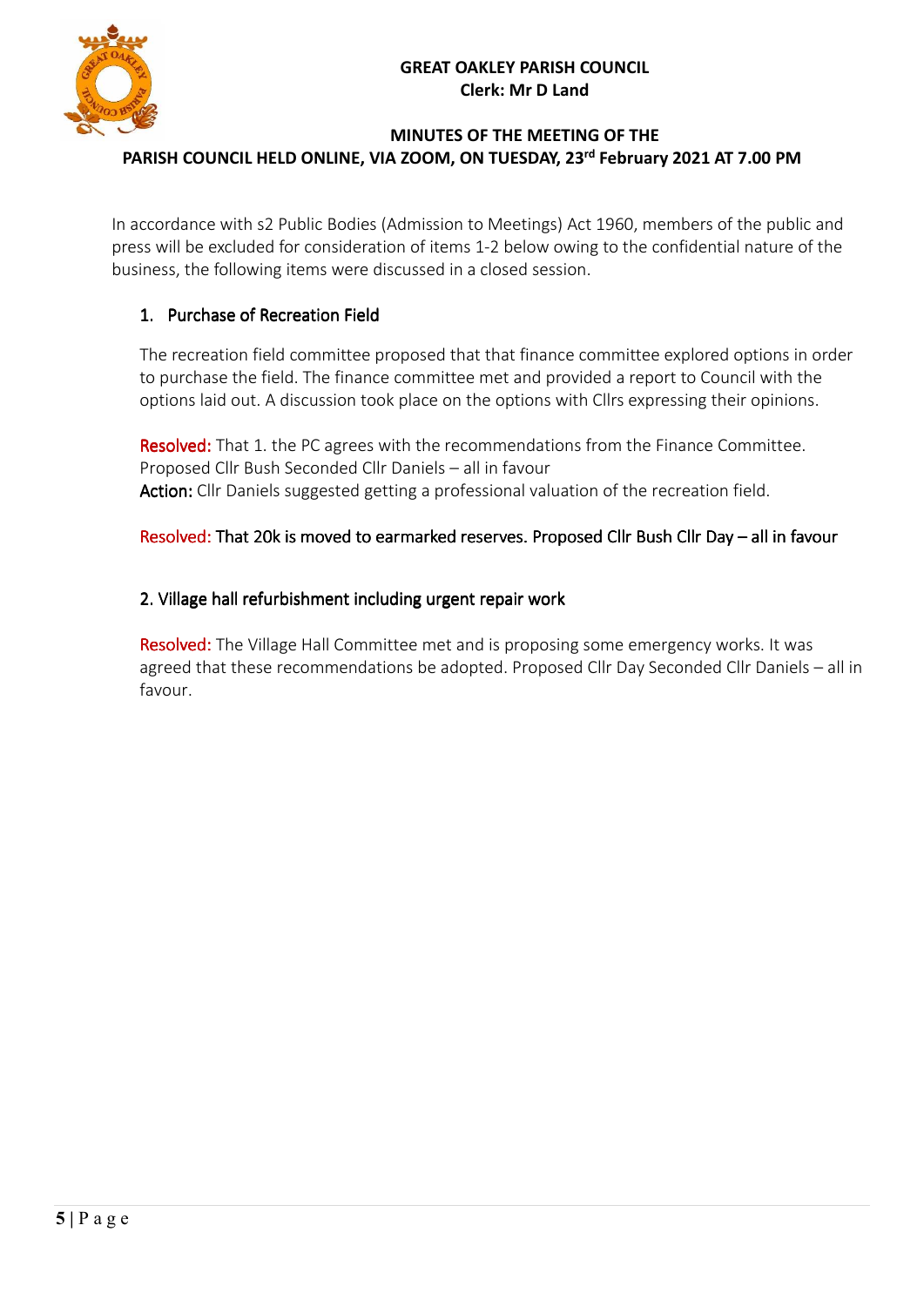**GREAT OAKLEY PARISH COUNCIL**
**Clerk: Mr D Land**

**MINUTES OF THE MEETING OF THE PARISH COUNCIL HELD ONLINE, VIA ZOOM, ON TUESDAY, 23rd February 2021 AT 7.00 PM**

In accordance with s2 Public Bodies (Admission to Meetings) Act 1960, members of the public and press will be excluded for consideration of items 1-2 below owing to the confidential nature of the business, the following items were discussed in a closed session.

## 1. Purchase of Recreation Field

The recreation field committee proposed that that finance committee explored options in order to purchase the field. The finance committee met and provided a report to Council with the options laid out. A discussion took place on the options with Cllrs expressing their opinions.

**Resolved:** That 1. the PC agrees with the recommendations from the Finance Committee. Proposed Cllr Bush Seconded Cllr Daniels – all in favour
**Action:** Cllr Daniels suggested getting a professional valuation of the recreation field.

**Resolved:** That 20k is moved to earmarked reserves. Proposed Cllr Bush Cllr Day – all in favour

## 2. Village hall refurbishment including urgent repair work

**Resolved:** The Village Hall Committee met and is proposing some emergency works. It was agreed that these recommendations be adopted. Proposed Cllr Day Seconded Cllr Daniels – all in favour.